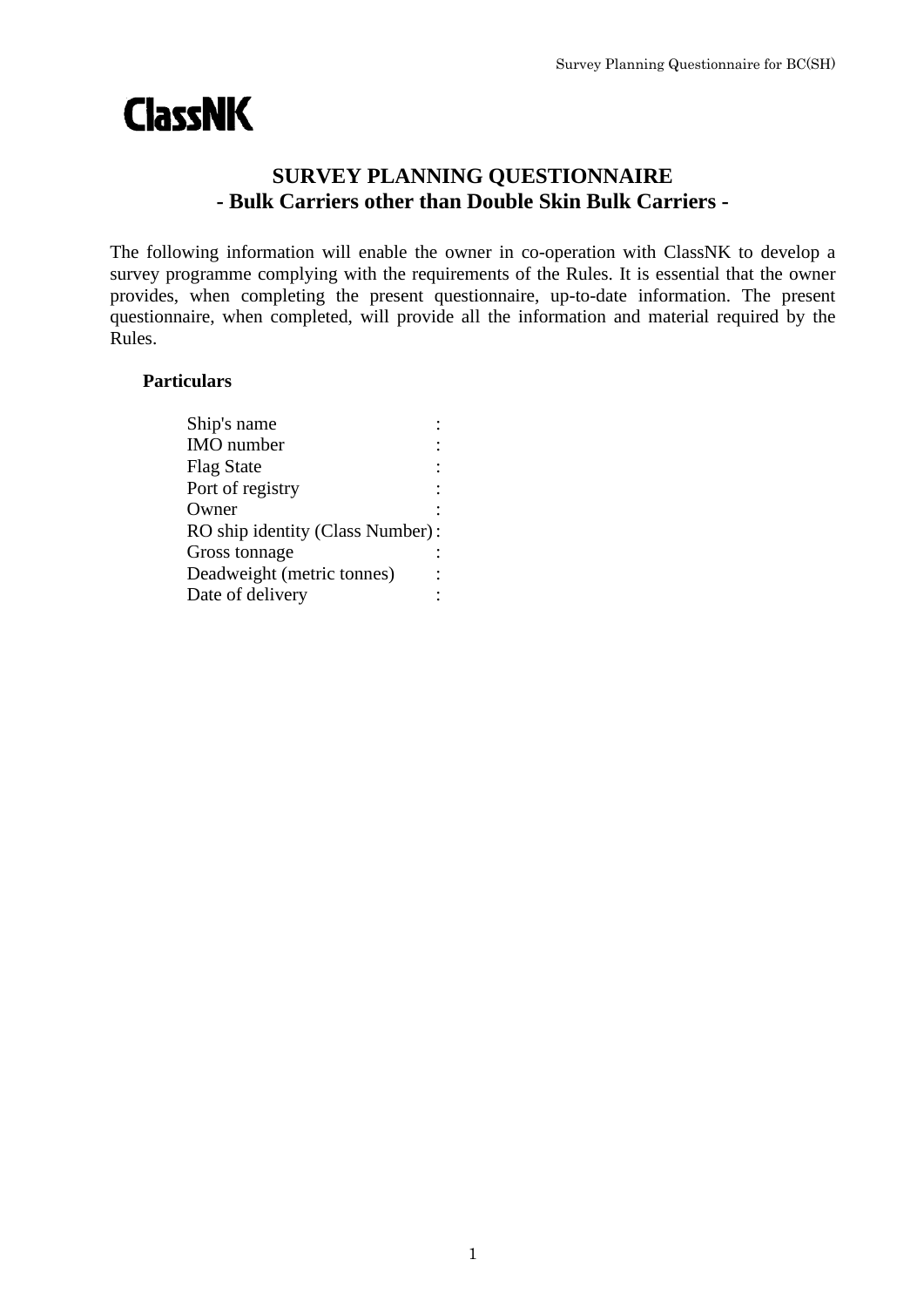ClassNK

# SURVEY PLANNING QUESTIONNAIRE
## - Bulk Carriers other than Double Skin Bulk Carriers -

The following information will enable the owner in co-operation with ClassNK to develop a survey programme complying with the requirements of the Rules. It is essential that the owner provides, when completing the present questionnaire, up-to-date information. The present questionnaire, when completed, will provide all the information and material required by the Rules.

**Particulars**

Ship's name :
IMO number :
Flag State :
Port of registry :
Owner :
RO ship identity (Class Number) :
Gross tonnage :
Deadweight (metric tonnes) :
Date of delivery :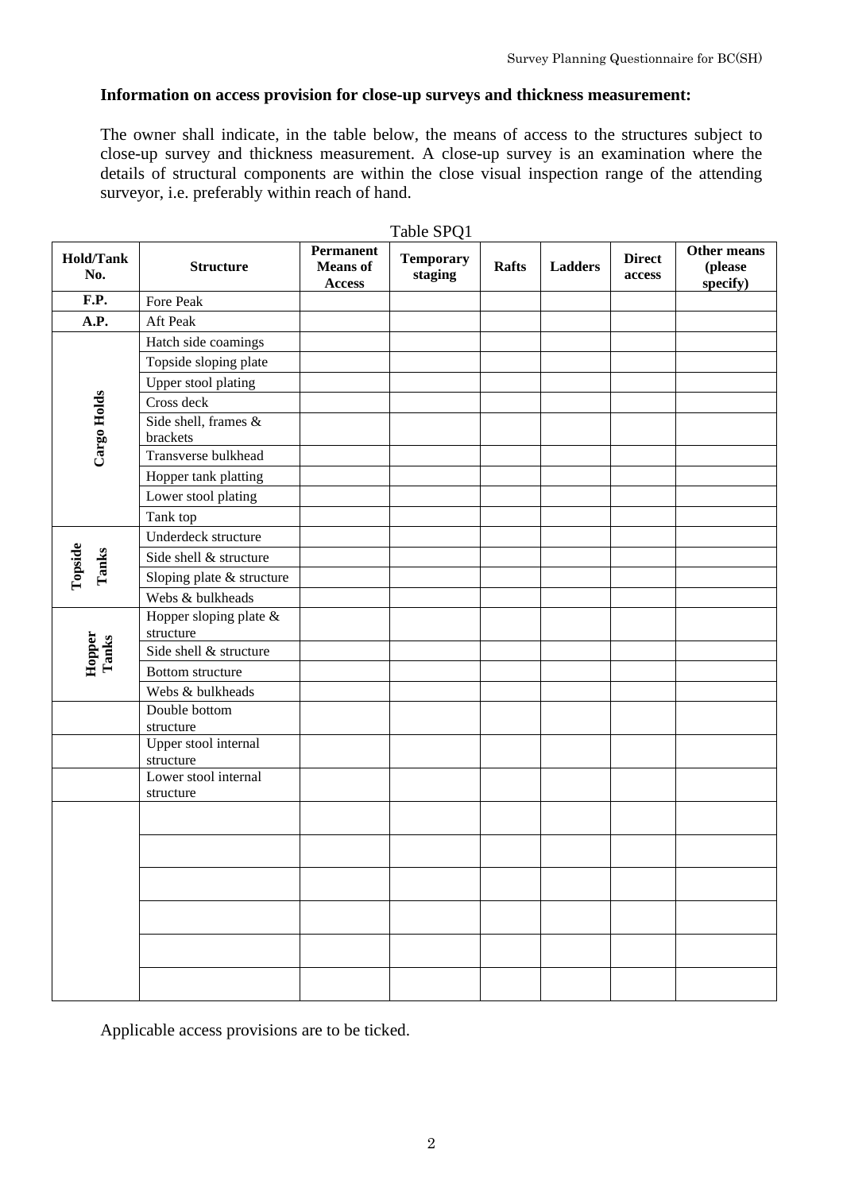**Information on access provision for close-up surveys and thickness measurement:**

The owner shall indicate, in the table below, the means of access to the structures subject to close-up survey and thickness measurement. A close-up survey is an examination where the details of structural components are within the close visual inspection range of the attending surveyor, i.e. preferably within reach of hand.

Table SPQ1

| Hold/Tank No. | Structure | Permanent Means of Access | Temporary staging | Rafts | Ladders | Direct access | Other means (please specify) |
|---|---|---|---|---|---|---|---|
| F.P. | Fore Peak | | | | | | |
| A.P. | Aft Peak | | | | | | |
| Cargo Holds | Hatch side coamings | | | | | | |
| | Topside sloping plate | | | | | | |
| | Upper stool plating | | | | | | |
| | Cross deck | | | | | | |
| | Side shell, frames & brackets | | | | | | |
| | Transverse bulkhead | | | | | | |
| | Hopper tank platting | | | | | | |
| | Lower stool plating | | | | | | |
| | Tank top | | | | | | |
| Topside Tanks | Underdeck structure | | | | | | |
| | Side shell & structure | | | | | | |
| | Sloping plate & structure | | | | | | |
| | Webs & bulkheads | | | | | | |
| Hopper Tanks | Hopper sloping plate & structure | | | | | | |
| | Side shell & structure | | | | | | |
| | Bottom structure | | | | | | |
| | Webs & bulkheads | | | | | | |
| | Double bottom structure | | | | | | |
| | Upper stool internal structure | | | | | | |
| | Lower stool internal structure | | | | | | |
| | | | | | | | |
| | | | | | | | |
| | | | | | | | |
| | | | | | | | |
| | | | | | | | |
| | | | | | | | |

Applicable access provisions are to be ticked.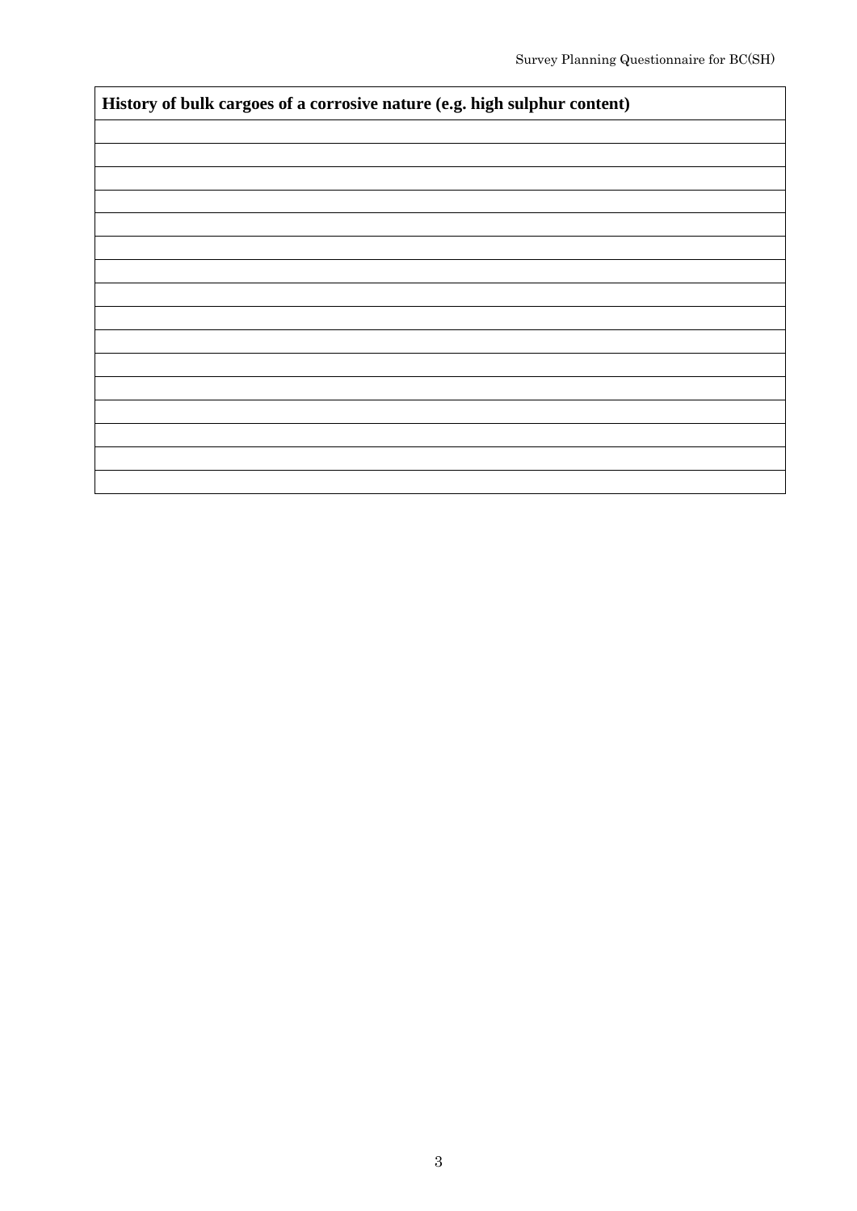| **History of bulk cargoes of a corrosive nature (e.g. high sulphur content)** |
| --- |
| |
| |
| |
| |
| |
| |
| |
| |
| |
| |
| |
| |
| |
| |
| |
| |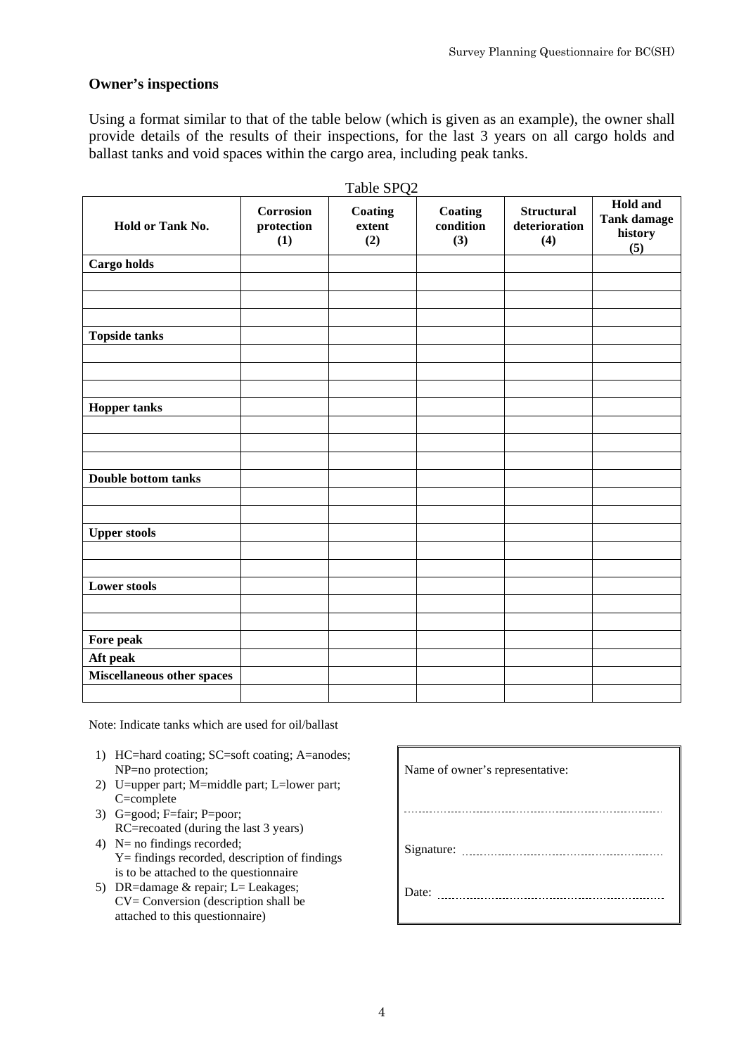## Owner's inspections

Using a format similar to that of the table below (which is given as an example), the owner shall provide details of the results of their inspections, for the last 3 years on all cargo holds and ballast tanks and void spaces within the cargo area, including peak tanks.

Table SPQ2

| Hold or Tank No. | Corrosion protection (1) | Coating extent (2) | Coating condition (3) | Structural deterioration (4) | Hold and Tank damage history (5) |
|---|---|---|---|---|---|
| **Cargo holds** | | | | | |
| | | | | | |
| | | | | | |
| | | | | | |
| **Topside tanks** | | | | | |
| | | | | | |
| | | | | | |
| | | | | | |
| **Hopper tanks** | | | | | |
| | | | | | |
| | | | | | |
| | | | | | |
| **Double bottom tanks** | | | | | |
| | | | | | |
| | | | | | |
| **Upper stools** | | | | | |
| | | | | | |
| | | | | | |
| **Lower stools** | | | | | |
| | | | | | |
| | | | | | |
| **Fore peak** | | | | | |
| **Aft peak** | | | | | |
| **Miscellaneous other spaces** | | | | | |
| | | | | | |

Note: Indicate tanks which are used for oil/ballast

1) HC=hard coating; SC=soft coating; A=anodes; NP=no protection;
2) U=upper part; M=middle part; L=lower part; C=complete
3) G=good; F=fair; P=poor; RC=recoated (during the last 3 years)
4) N= no findings recorded; Y= findings recorded, description of findings is to be attached to the questionnaire
5) DR=damage & repair; L= Leakages; CV= Conversion (description shall be attached to this questionnaire)

Name of owner's representative:

..........................................................................

Signature: ..........................................................

Date: ..................................................................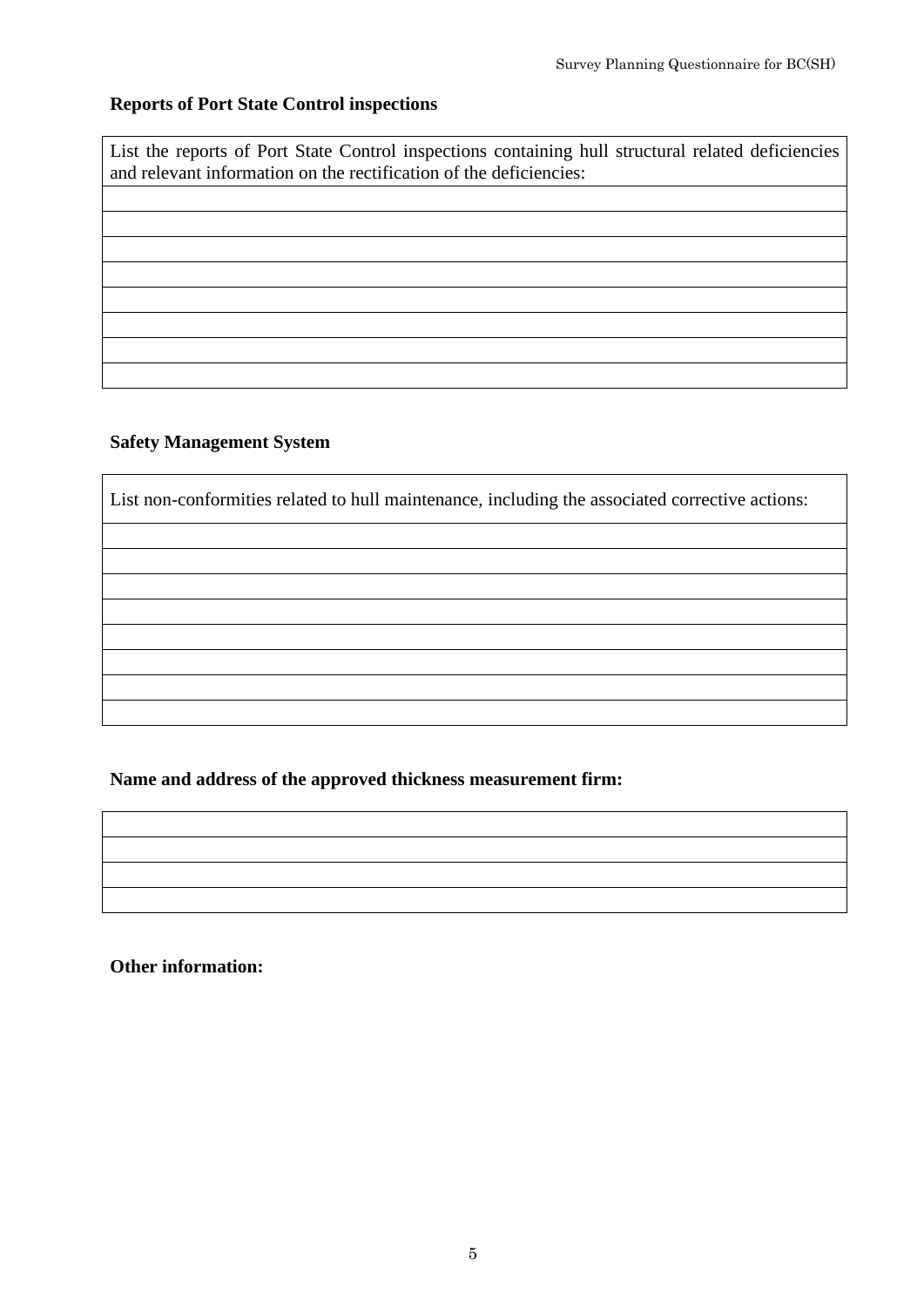**Reports of Port State Control inspections**

| List the reports of Port State Control inspections containing hull structural related deficiencies and relevant information on the rectification of the deficiencies: |
|---|
| |
| |
| |
| |
| |
| |
| |
| |

**Safety Management System**

| List non-conformities related to hull maintenance, including the associated corrective actions: |
|---|
| |
| |
| |
| |
| |
| |
| |
| |

**Name and address of the approved thickness measurement firm:**

| |
|---|
| |
| |
| |
| |

**Other information:**